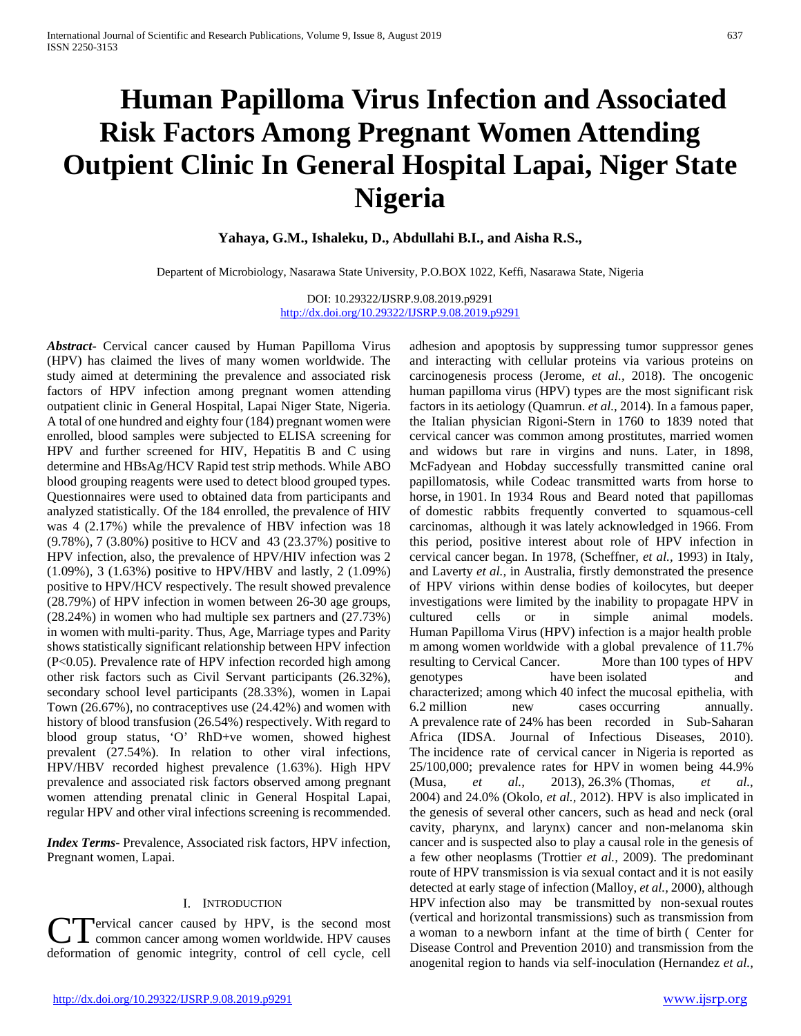# Human Papilloma Virus Infection and Associated Risk Factors Among Pregnant Women Attending Outpient Clinic In General Hospital Lapai, Niger State Nigeria

**Yahaya, G.M., Ishaleku, D., Abdullahi B.I., and Aisha R.S.,**

Depart​ent of Microbiology, Nasarawa State University, P.O.BOX 1022, Keffi, Nasarawa State, Nigeria

DOI: 10.29322/IJSRP.9.08.2019.p9291
http://dx.doi.org/10.29322/IJSRP.9.08.2019.p9291

***Abstract*-** Cervical cancer caused by Human Papilloma Virus (HPV) has claimed the lives of many women worldwide. The study aimed at determining the prevalence and associated risk factors of HPV infection among pregnant women attending outpatient clinic in General Hospital, Lapai Niger State, Nigeria. A total of one hundred and eighty four (184) pregnant women were enrolled, blood samples were subjected to ELISA screening for HPV and further screened for HIV, Hepatitis B and C using determine and HBsAg/HCV Rapid test strip methods. While ABO blood grouping reagents were used to detect blood grouped types. Questionnaires were used to obtained data from participants and analyzed statistically. Of the 184 enrolled, the prevalence of HIV was 4 (2.17%) while the prevalence of HBV infection was 18 (9.78%), 7 (3.80%) positive to HCV and 43 (23.37%) positive to HPV infection, also, the prevalence of HPV/HIV infection was 2 (1.09%), 3 (1.63%) positive to HPV/HBV and lastly, 2 (1.09%) positive to HPV/HCV respectively. The result showed prevalence (28.79%) of HPV infection in women between 26-30 age groups, (28.24%) in women who had multiple sex partners and (27.73%) in women with multi-parity. Thus, Age, Marriage types and Parity shows statistically significant relationship between HPV infection ($P<0.05$). Prevalence rate of HPV infection recorded high among other risk factors such as Civil Servant participants (26.32%), secondary school level participants (28.33%), women in Lapai Town (26.67%), no contraceptives use (24.42%) and women with history of blood transfusion (26.54%) respectively. With regard to blood group status, 'O' RhD+ve women, showed highest prevalent (27.54%). In relation to other viral infections, HPV/HBV recorded highest prevalence (1.63%). High HPV prevalence and associated risk factors observed among pregnant women attending prenatal clinic in General Hospital Lapai, regular HPV and other viral infections screening is recommended.

***Index Terms*-** Prevalence, Associated risk factors, HPV infection, Pregnant women, Lapai.

## I. Introduction

Cervical cancer caused by HPV, is the second most common cancer among women worldwide. HPV causes deformation of genomic integrity, control of cell cycle, cell adhesion and apoptosis by suppressing tumor suppressor genes and interacting with cellular proteins via various proteins on carcinogenesis process (Jerome, *et al.,* 2018). The oncogenic human papilloma virus (HPV) types are the most significant risk factors in its aetiology (Quamrun. *et al.,* 2014). In a famous paper, the Italian physician Rigoni-Stern in 1760 to 1839 noted that cervical cancer was common among prostitutes, married women and widows but rare in virgins and nuns. Later, in 1898, McFadyean and Hobday successfully transmitted canine oral papillomatosis, while Codeac transmitted warts from horse to horse, in 1901. In 1934 Rous and Beard noted that papillomas of domestic rabbits frequently converted to squamous-cell carcinomas, although it was lately acknowledged in 1966. From this period, positive interest about role of HPV infection in cervical cancer began. In 1978, (Scheffner, *et al.,* 1993) in Italy, and Laverty *et al.,* in Australia, firstly demonstrated the presence of HPV virions within dense bodies of koilocytes, but deeper investigations were limited by the inability to propagate HPV in cultured cells or in simple animal models. Human Papilloma Virus (HPV) infection is a major health proble m among women worldwide with a global prevalence of 11.7% resulting to Cervical Cancer. More than 100 types of HPV genotypes have been isolated and characterized; among which 40 infect the mucosal epithelia, with 6.2 million new cases occurring annually. A prevalence rate of 24% has been recorded in Sub-Saharan Africa (IDSA. Journal of Infectious Diseases, 2010). The incidence rate of cervical cancer in Nigeria is reported as 25/100,000; prevalence rates for HPV in women being 44.9% (Musa, *et al.,* 2013), 26.3% (Thomas, *et al.,* 2004) and 24.0% (Okolo, *et al.,* 2012). HPV is also implicated in the genesis of several other cancers, such as head and neck (oral cavity, pharynx, and larynx) cancer and non-melanoma skin cancer and is suspected also to play a causal role in the genesis of a few other neoplasms (Trottier *et al.,* 2009). The predominant route of HPV transmission is via sexual contact and it is not easily detected at early stage of infection (Malloy, *et al.,* 2000), although HPV infection also may be transmitted by non-sexual routes (vertical and horizontal transmissions) such as transmission from a woman to a newborn infant at the time of birth ( Center for Disease Control and Prevention 2010) and transmission from the anogenital region to hands via self-inoculation (Hernandez *et al.,*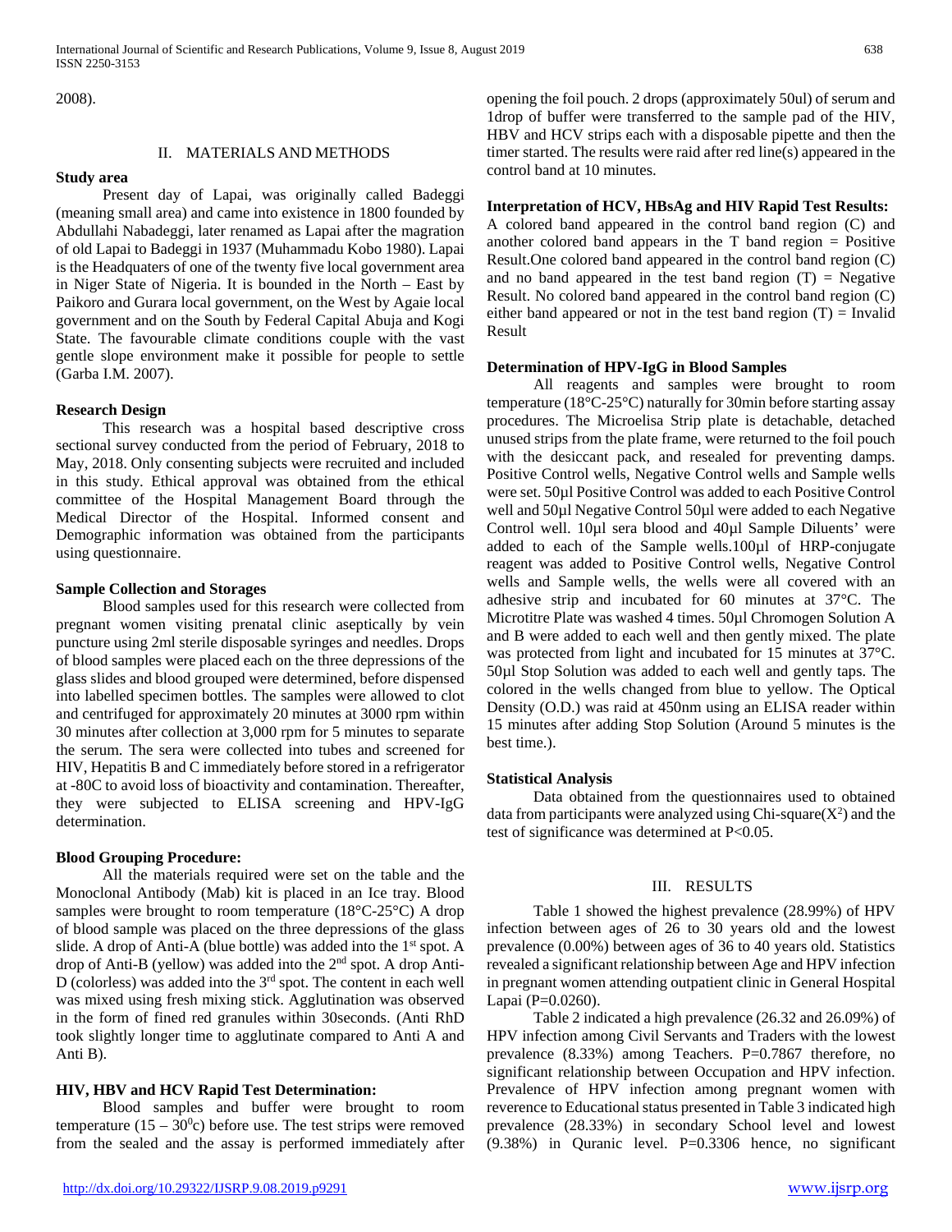2008).

## II. MATERIALS AND METHODS

### Study area

Present day of Lapai, was originally called Badeggi (meaning small area) and came into existence in 1800 founded by Abdullahi Nabadeggi, later renamed as Lapai after the magration of old Lapai to Badeggi in 1937 (Muhammadu Kobo 1980). Lapai is the Headquaters of one of the twenty five local government area in Niger State of Nigeria. It is bounded in the North – East by Paikoro and Gurara local government, on the West by Agaie local government and on the South by Federal Capital Abuja and Kogi State. The favourable climate conditions couple with the vast gentle slope environment make it possible for people to settle (Garba I.M. 2007).

### Research Design

This research was a hospital based descriptive cross sectional survey conducted from the period of February, 2018 to May, 2018. Only consenting subjects were recruited and included in this study. Ethical approval was obtained from the ethical committee of the Hospital Management Board through the Medical Director of the Hospital. Informed consent and Demographic information was obtained from the participants using questionnaire.

### Sample Collection and Storages

Blood samples used for this research were collected from pregnant women visiting prenatal clinic aseptically by vein puncture using 2ml sterile disposable syringes and needles. Drops of blood samples were placed each on the three depressions of the glass slides and blood grouped were determined, before dispensed into labelled specimen bottles. The samples were allowed to clot and centrifuged for approximately 20 minutes at 3000 rpm within 30 minutes after collection at 3,000 rpm for 5 minutes to separate the serum. The sera were collected into tubes and screened for HIV, Hepatitis B and C immediately before stored in a refrigerator at -80C to avoid loss of bioactivity and contamination. Thereafter, they were subjected to ELISA screening and HPV-IgG determination.

### Blood Grouping Procedure:

All the materials required were set on the table and the Monoclonal Antibody (Mab) kit is placed in an Ice tray. Blood samples were brought to room temperature (18°C-25°C) A drop of blood sample was placed on the three depressions of the glass slide. A drop of Anti-A (blue bottle) was added into the 1st spot. A drop of Anti-B (yellow) was added into the 2nd spot. A drop Anti-D (colorless) was added into the 3rd spot. The content in each well was mixed using fresh mixing stick. Agglutination was observed in the form of fined red granules within 30seconds. (Anti RhD took slightly longer time to agglutinate compared to Anti A and Anti B).

### HIV, HBV and HCV Rapid Test Determination:

Blood samples and buffer were brought to room temperature ($15 – 30^0$c) before use. The test strips were removed from the sealed and the assay is performed immediately after opening the foil pouch. 2 drops (approximately 50ul) of serum and 1drop of buffer were transferred to the sample pad of the HIV, HBV and HCV strips each with a disposable pipette and then the timer started. The results were raid after red line(s) appeared in the control band at 10 minutes.

### Interpretation of HCV, HBsAg and HIV Rapid Test Results:

A colored band appeared in the control band region (C) and another colored band appears in the T band region = Positive Result.One colored band appeared in the control band region (C) and no band appeared in the test band region (T) = Negative Result. No colored band appeared in the control band region (C) either band appeared or not in the test band region (T) = Invalid Result

### Determination of HPV-IgG in Blood Samples

All reagents and samples were brought to room temperature (18°C-25°C) naturally for 30min before starting assay procedures. The Microelisa Strip plate is detachable, detached unused strips from the plate frame, were returned to the foil pouch with the desiccant pack, and resealed for preventing damps. Positive Control wells, Negative Control wells and Sample wells were set. 50µl Positive Control was added to each Positive Control well and 50µl Negative Control 50µl were added to each Negative Control well. 10µl sera blood and 40µl Sample Diluents' were added to each of the Sample wells.100µl of HRP-conjugate reagent was added to Positive Control wells, Negative Control wells and Sample wells, the wells were all covered with an adhesive strip and incubated for 60 minutes at 37°C. The Microtitre Plate was washed 4 times. 50µl Chromogen Solution A and B were added to each well and then gently mixed. The plate was protected from light and incubated for 15 minutes at 37°C. 50µl Stop Solution was added to each well and gently taps. The colored in the wells changed from blue to yellow. The Optical Density (O.D.) was raid at 450nm using an ELISA reader within 15 minutes after adding Stop Solution (Around 5 minutes is the best time.).

### Statistical Analysis

Data obtained from the questionnaires used to obtained data from participants were analyzed using Chi-square($X^2$) and the test of significance was determined at $P<0.05$.

## III. RESULTS

Table 1 showed the highest prevalence (28.99%) of HPV infection between ages of 26 to 30 years old and the lowest prevalence (0.00%) between ages of 36 to 40 years old. Statistics revealed a significant relationship between Age and HPV infection in pregnant women attending outpatient clinic in General Hospital Lapai (P=0.0260).

Table 2 indicated a high prevalence (26.32 and 26.09%) of HPV infection among Civil Servants and Traders with the lowest prevalence (8.33%) among Teachers. P=0.7867 therefore, no significant relationship between Occupation and HPV infection. Prevalence of HPV infection among pregnant women with reverence to Educational status presented in Table 3 indicated high prevalence (28.33%) in secondary School level and lowest (9.38%) in Quranic level. P=0.3306 hence, no significant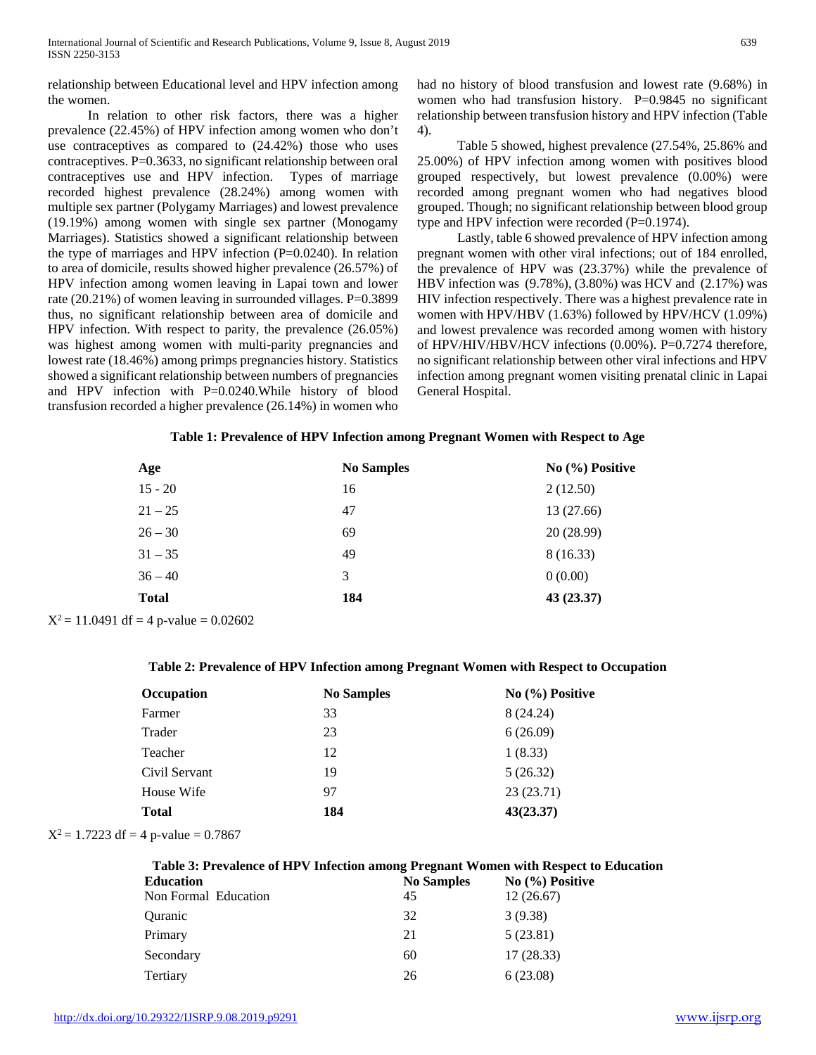relationship between Educational level and HPV infection among the women.

In relation to other risk factors, there was a higher prevalence (22.45%) of HPV infection among women who don't use contraceptives as compared to (24.42%) those who uses contraceptives. P=0.3633, no significant relationship between oral contraceptives use and HPV infection. Types of marriage recorded highest prevalence (28.24%) among women with multiple sex partner (Polygamy Marriages) and lowest prevalence (19.19%) among women with single sex partner (Monogamy Marriages). Statistics showed a significant relationship between the type of marriages and HPV infection (P=0.0240). In relation to area of domicile, results showed higher prevalence (26.57%) of HPV infection among women leaving in Lapai town and lower rate (20.21%) of women leaving in surrounded villages. P=0.3899 thus, no significant relationship between area of domicile and HPV infection. With respect to parity, the prevalence (26.05%) was highest among women with multi-parity pregnancies and lowest rate (18.46%) among primps pregnancies history. Statistics showed a significant relationship between numbers of pregnancies and HPV infection with P=0.0240.While history of blood transfusion recorded a higher prevalence (26.14%) in women who had no history of blood transfusion and lowest rate (9.68%) in women who had transfusion history. P=0.9845 no significant relationship between transfusion history and HPV infection (Table 4).

Table 5 showed, highest prevalence (27.54%, 25.86% and 25.00%) of HPV infection among women with positives blood grouped respectively, but lowest prevalence (0.00%) were recorded among pregnant women who had negatives blood grouped. Though; no significant relationship between blood group type and HPV infection were recorded (P=0.1974).

Lastly, table 6 showed prevalence of HPV infection among pregnant women with other viral infections; out of 184 enrolled, the prevalence of HPV was (23.37%) while the prevalence of HBV infection was (9.78%), (3.80%) was HCV and (2.17%) was HIV infection respectively. There was a highest prevalence rate in women with HPV/HBV (1.63%) followed by HPV/HCV (1.09%) and lowest prevalence was recorded among women with history of HPV/HIV/HBV/HCV infections (0.00%). P=0.7274 therefore, no significant relationship between other viral infections and HPV infection among pregnant women visiting prenatal clinic in Lapai General Hospital.

**Table 1: Prevalence of HPV Infection among Pregnant Women with Respect to Age**

| Age | No Samples | No (%) Positive |
|---|---|---|
| 15 - 20 | 16 | 2 (12.50) |
| 21 – 25 | 47 | 13 (27.66) |
| 26 – 30 | 69 | 20 (28.99) |
| 31 – 35 | 49 | 8 (16.33) |
| 36 – 40 | 3 | 0 (0.00) |
| **Total** | **184** | **43 (23.37)** |

$X^2 = 11.0491$ df = 4 p-value = 0.02602

**Table 2: Prevalence of HPV Infection among Pregnant Women with Respect to Occupation**

| Occupation | No Samples | No (%) Positive |
|---|---|---|
| Farmer | 33 | 8 (24.24) |
| Trader | 23 | 6 (26.09) |
| Teacher | 12 | 1 (8.33) |
| Civil Servant | 19 | 5 (26.32) |
| House Wife | 97 | 23 (23.71) |
| **Total** | **184** | **43(23.37)** |

$X^2 = 1.7223$ df = 4 p-value = 0.7867

**Table 3: Prevalence of HPV Infection among Pregnant Women with Respect to Education**

| Education | No Samples | No (%) Positive |
|---|---|---|
| Non Formal Education | 45 | 12 (26.67) |
| Quranic | 32 | 3 (9.38) |
| Primary | 21 | 5 (23.81) |
| Secondary | 60 | 17 (28.33) |
| Tertiary | 26 | 6 (23.08) |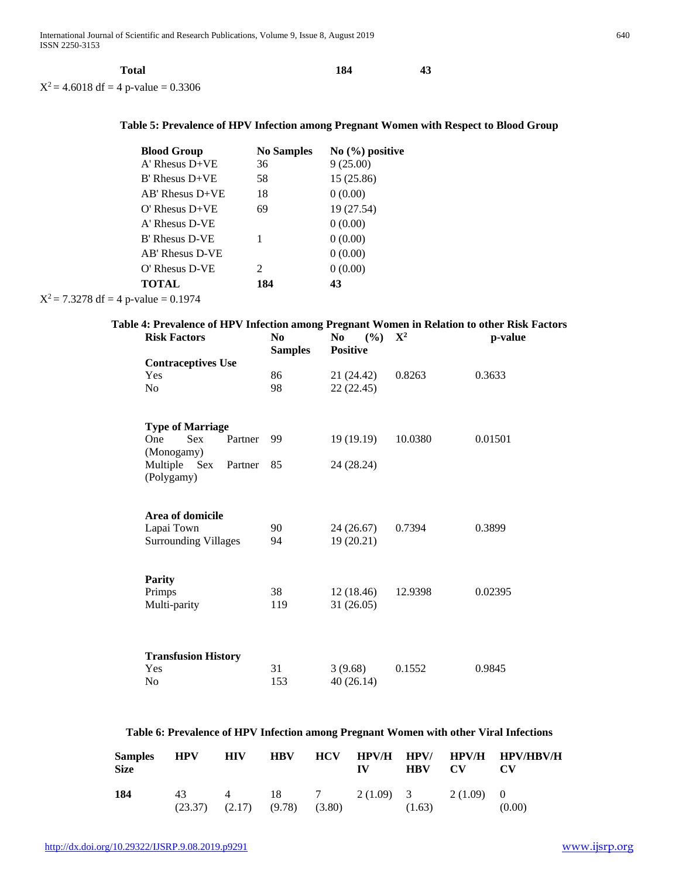| | | |
|---|---|---|
| **Total** | **184** | **43** |

$X^2 = 4.6018$ df = 4 p-value = 0.3306

**Table 5: Prevalence of HPV Infection among Pregnant Women with Respect to Blood Group**

| Blood Group | No Samples | No (%) positive |
|---|---|---|
| A' Rhesus D+VE | 36 | 9 (25.00) |
| B' Rhesus D+VE | 58 | 15 (25.86) |
| AB' Rhesus D+VE | 18 | 0 (0.00) |
| O' Rhesus D+VE | 69 | 19 (27.54) |
| A' Rhesus D-VE | | 0 (0.00) |
| B' Rhesus D-VE | 1 | 0 (0.00) |
| AB' Rhesus D-VE | | 0 (0.00) |
| O' Rhesus D-VE | 2 | 0 (0.00) |
| **TOTAL** | **184** | **43** |

$X^2 = 7.3278$ df = 4 p-value = 0.1974

**Table 4: Prevalence of HPV Infection among Pregnant Women in Relation to other Risk Factors**

| Risk Factors | No Samples | No (%) Positive | $X^2$ | p-value |
|---|---|---|---|---|
| **Contraceptives Use** | | | | |
| Yes | 86 | 21 (24.42) | 0.8263 | 0.3633 |
| No | 98 | 22 (22.45) | | |
| **Type of Marriage** | | | | |
| One Sex Partner (Monogamy) | 99 | 19 (19.19) | 10.0380 | 0.01501 |
| Multiple Sex Partner (Polygamy) | 85 | 24 (28.24) | | |
| **Area of domicile** | | | | |
| Lapai Town | 90 | 24 (26.67) | 0.7394 | 0.3899 |
| Surrounding Villages | 94 | 19 (20.21) | | |
| **Parity** | | | | |
| Primps | 38 | 12 (18.46) | 12.9398 | 0.02395 |
| Multi-parity | 119 | 31 (26.05) | | |
| **Transfusion History** | | | | |
| Yes | 31 | 3 (9.68) | 0.1552 | 0.9845 |
| No | 153 | 40 (26.14) | | |

**Table 6: Prevalence of HPV Infection among Pregnant Women with other Viral Infections**

| Samples Size | HPV | HIV | HBV | HCV | HPV/HIV | HPV/HBV | HPV/HCV | HPV/HBV/HCV |
|---|---|---|---|---|---|---|---|---|
| **184** | 43 (23.37) | 4 (2.17) | 18 (9.78) | 7 (3.80) | 2 (1.09) | 3 (1.63) | 2 (1.09) | 0 (0.00) |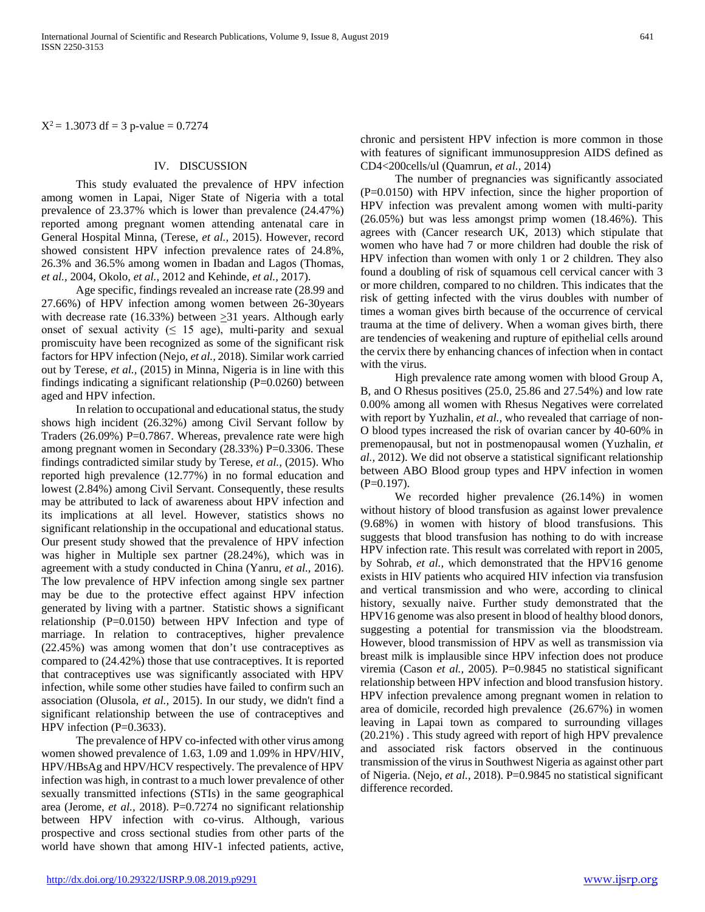$X^2 = 1.3073$ df = 3 p-value = 0.7274

## IV. DISCUSSION

This study evaluated the prevalence of HPV infection among women in Lapai, Niger State of Nigeria with a total prevalence of 23.37% which is lower than prevalence (24.47%) reported among pregnant women attending antenatal care in General Hospital Minna, (Terese, *et al.,* 2015). However, record showed consistent HPV infection prevalence rates of 24.8%, 26.3% and 36.5% among women in Ibadan and Lagos (Thomas, *et al.,* 2004, Okolo, *et al.,* 2012 and Kehinde, *et al.,* 2017).

Age specific, findings revealed an increase rate (28.99 and 27.66%) of HPV infection among women between 26-30years with decrease rate (16.33%) between ≥31 years. Although early onset of sexual activity (≤ 15 age), multi-parity and sexual promiscuity have been recognized as some of the significant risk factors for HPV infection (Nejo, *et al.,* 2018). Similar work carried out by Terese, *et al.,* (2015) in Minna, Nigeria is in line with this findings indicating a significant relationship (P=0.0260) between aged and HPV infection.

In relation to occupational and educational status, the study shows high incident (26.32%) among Civil Servant follow by Traders (26.09%) P=0.7867. Whereas, prevalence rate were high among pregnant women in Secondary (28.33%) P=0.3306. These findings contradicted similar study by Terese, *et al.,* (2015). Who reported high prevalence (12.77%) in no formal education and lowest (2.84%) among Civil Servant. Consequently, these results may be attributed to lack of awareness about HPV infection and its implications at all level. However, statistics shows no significant relationship in the occupational and educational status. Our present study showed that the prevalence of HPV infection was higher in Multiple sex partner (28.24%), which was in agreement with a study conducted in China (Yanru, *et al.,* 2016). The low prevalence of HPV infection among single sex partner may be due to the protective effect against HPV infection generated by living with a partner. Statistic shows a significant relationship (P=0.0150) between HPV Infection and type of marriage. In relation to contraceptives, higher prevalence (22.45%) was among women that don't use contraceptives as compared to (24.42%) those that use contraceptives. It is reported that contraceptives use was significantly associated with HPV infection, while some other studies have failed to confirm such an association (Olusola, *et al.,* 2015). In our study, we didn't find a significant relationship between the use of contraceptives and HPV infection (P=0.3633).

The prevalence of HPV co-infected with other virus among women showed prevalence of 1.63, 1.09 and 1.09% in HPV/HIV, HPV/HBsAg and HPV/HCV respectively. The prevalence of HPV infection was high, in contrast to a much lower prevalence of other sexually transmitted infections (STIs) in the same geographical area (Jerome, *et al.,* 2018). P=0.7274 no significant relationship between HPV infection with co-virus. Although, various prospective and cross sectional studies from other parts of the world have shown that among HIV-1 infected patients, active, chronic and persistent HPV infection is more common in those with features of significant immunosuppresion AIDS defined as CD4<200cells/ul (Quamrun, *et al.,* 2014)

The number of pregnancies was significantly associated (P=0.0150) with HPV infection, since the higher proportion of HPV infection was prevalent among women with multi-parity (26.05%) but was less amongst primp women (18.46%). This agrees with (Cancer research UK, 2013) which stipulate that women who have had 7 or more children had double the risk of HPV infection than women with only 1 or 2 children. They also found a doubling of risk of squamous cell cervical cancer with 3 or more children, compared to no children. This indicates that the risk of getting infected with the virus doubles with number of times a woman gives birth because of the occurrence of cervical trauma at the time of delivery. When a woman gives birth, there are tendencies of weakening and rupture of epithelial cells around the cervix there by enhancing chances of infection when in contact with the virus.

High prevalence rate among women with blood Group A, B, and O Rhesus positives (25.0, 25.86 and 27.54%) and low rate 0.00% among all women with Rhesus Negatives were correlated with report by Yuzhalin, *et al.,* who revealed that carriage of non-O blood types increased the risk of ovarian cancer by 40-60% in premenopausal, but not in postmenopausal women (Yuzhalin, *et al.,* 2012). We did not observe a statistical significant relationship between ABO Blood group types and HPV infection in women (P=0.197).

We recorded higher prevalence (26.14%) in women without history of blood transfusion as against lower prevalence (9.68%) in women with history of blood transfusions. This suggests that blood transfusion has nothing to do with increase HPV infection rate. This result was correlated with report in 2005, by Sohrab, *et al.,* which demonstrated that the HPV16 genome exists in HIV patients who acquired HIV infection via transfusion and vertical transmission and who were, according to clinical history, sexually naive. Further study demonstrated that the HPV16 genome was also present in blood of healthy blood donors, suggesting a potential for transmission via the bloodstream. However, blood transmission of HPV as well as transmission via breast milk is implausible since HPV infection does not produce viremia (Cason *et al.,* 2005). P=0.9845 no statistical significant relationship between HPV infection and blood transfusion history. HPV infection prevalence among pregnant women in relation to area of domicile, recorded high prevalence (26.67%) in women leaving in Lapai town as compared to surrounding villages (20.21%) . This study agreed with report of high HPV prevalence and associated risk factors observed in the continuous transmission of the virus in Southwest Nigeria as against other part of Nigeria. (Nejo, *et al.,* 2018). P=0.9845 no statistical significant difference recorded.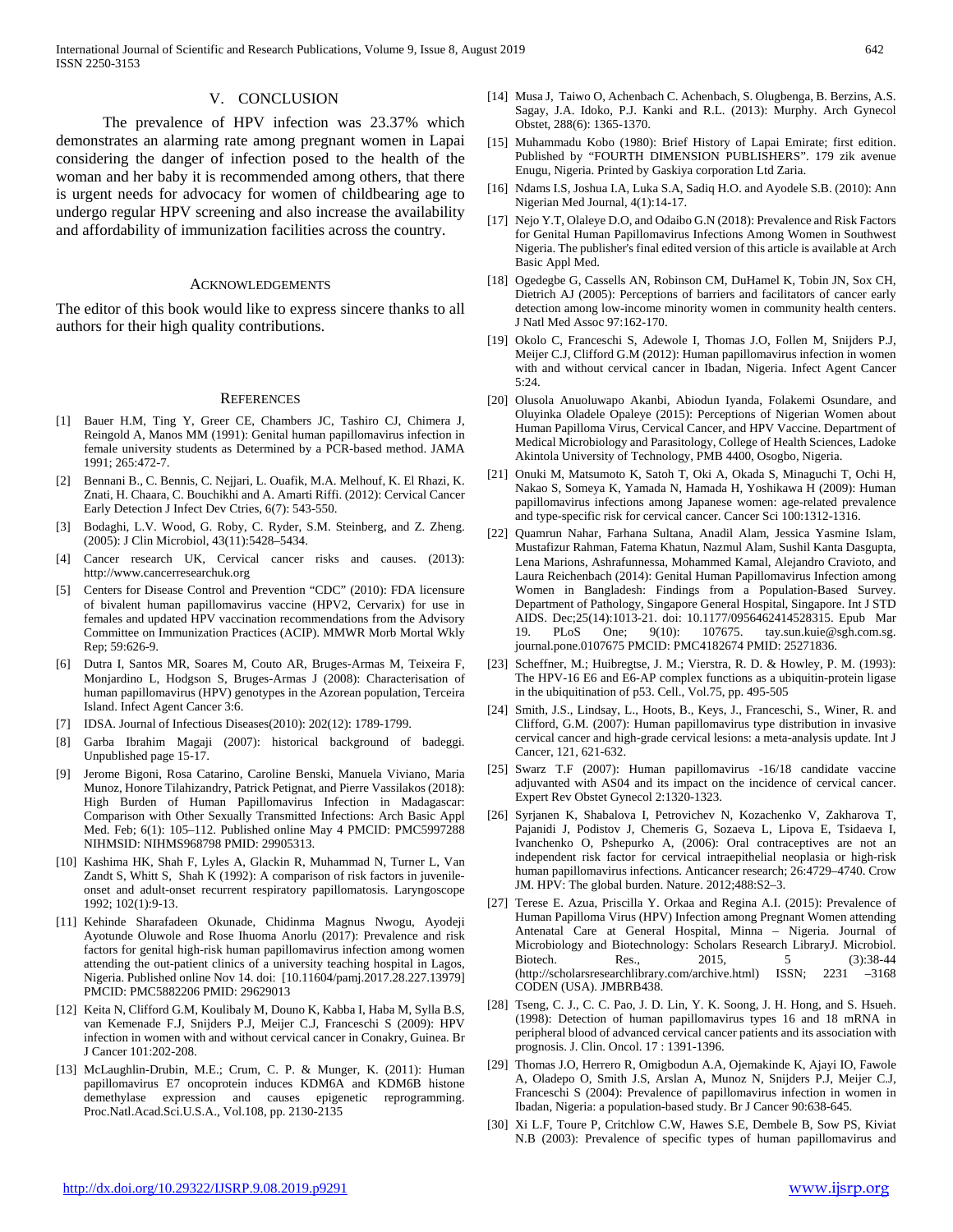## V. CONCLUSION

The prevalence of HPV infection was 23.37% which demonstrates an alarming rate among pregnant women in Lapai considering the danger of infection posed to the health of the woman and her baby it is recommended among others, that there is urgent needs for advocacy for women of childbearing age to undergo regular HPV screening and also increase the availability and affordability of immunization facilities across the country.

## ACKNOWLEDGEMENTS

The editor of this book would like to express sincere thanks to all authors for their high quality contributions.

## REFERENCES

[1] Bauer H.M, Ting Y, Greer CE, Chambers JC, Tashiro CJ, Chimera J, Reingold A, Manos MM (1991): Genital human papillomavirus infection in female university students as Determined by a PCR-based method. JAMA 1991; 265:472-7.

[2] Bennani B., C. Bennis, C. Nejjari, L. Ouafik, M.A. Melhouf, K. El Rhazi, K. Znati, H. Chaara, C. Bouchikhi and A. Amarti Riffi. (2012): Cervical Cancer Early Detection J Infect Dev Ctries, 6(7): 543-550.

[3] Bodaghi, L.V. Wood, G. Roby, C. Ryder, S.M. Steinberg, and Z. Zheng. (2005): J Clin Microbiol, 43(11):5428–5434.

[4] Cancer research UK, Cervical cancer risks and causes. (2013): http://www.cancerresearchuk.org

[5] Centers for Disease Control and Prevention "CDC" (2010): FDA licensure of bivalent human papillomavirus vaccine (HPV2, Cervarix) for use in females and updated HPV vaccination recommendations from the Advisory Committee on Immunization Practices (ACIP). MMWR Morb Mortal Wkly Rep; 59:626-9.

[6] Dutra I, Santos MR, Soares M, Couto AR, Bruges-Armas M, Teixeira F, Monjardino L, Hodgson S, Bruges-Armas J (2008): Characterisation of human papillomavirus (HPV) genotypes in the Azorean population, Terceira Island. Infect Agent Cancer 3:6.

[7] IDSA. Journal of Infectious Diseases(2010): 202(12): 1789-1799.

[8] Garba Ibrahim Magaji (2007): historical background of badeggi. Unpublished page 15-17.

[9] Jerome Bigoni, Rosa Catarino, Caroline Benski, Manuela Viviano, Maria Munoz, Honore Tilahizandry, Patrick Petignat, and Pierre Vassilakos (2018): High Burden of Human Papillomavirus Infection in Madagascar: Comparison with Other Sexually Transmitted Infections: Arch Basic Appl Med. Feb; 6(1): 105–112. Published online May 4 PMCID: PMC5997288 NIHMSID: NIHMS968798 PMID: 29905313.

[10] Kashima HK, Shah F, Lyles A, Glackin R, Muhammad N, Turner L, Van Zandt S, Whitt S, Shah K (1992): A comparison of risk factors in juvenile-onset and adult-onset recurrent respiratory papillomatosis. Laryngoscope 1992; 102(1):9-13.

[11] Kehinde Sharafadeen Okunade, Chidinma Magnus Nwogu, Ayodeji Ayotunde Oluwole and Rose Ihuoma Anorlu (2017): Prevalence and risk factors for genital high-risk human papillomavirus infection among women attending the out-patient clinics of a university teaching hospital in Lagos, Nigeria. Published online Nov 14. doi: [10.11604/pamj.2017.28.227.13979] PMCID: PMC5882206 PMID: 29629013

[12] Keita N, Clifford G.M, Koulibaly M, Douno K, Kabba I, Haba M, Sylla B.S, van Kemenade F.J, Snijders P.J, Meijer C.J, Franceschi S (2009): HPV infection in women with and without cervical cancer in Conakry, Guinea. Br J Cancer 101:202-208.

[13] McLaughlin-Drubin, M.E.; Crum, C. P. & Munger, K. (2011): Human papillomavirus E7 oncoprotein induces KDM6A and KDM6B histone demethylase expression and causes epigenetic reprogramming. Proc.Natl.Acad.Sci.U.S.A., Vol.108, pp. 2130-2135

[14] Musa J, Taiwo O, Achenbach C. Achenbach, S. Olugbenga, B. Berzins, A.S. Sagay, J.A. Idoko, P.J. Kanki and R.L. (2013): Murphy. Arch Gynecol Obstet, 288(6): 1365-1370.

[15] Muhammadu Kobo (1980): Brief History of Lapai Emirate; first edition. Published by "FOURTH DIMENSION PUBLISHERS". 179 zik avenue Enugu, Nigeria. Printed by Gaskiya corporation Ltd Zaria.

[16] Ndams I.S, Joshua I.A, Luka S.A, Sadiq H.O. and Ayodele S.B. (2010): Ann Nigerian Med Journal, 4(1):14-17.

[17] Nejo Y.T, Olaleye D.O, and Odaibo G.N (2018): Prevalence and Risk Factors for Genital Human Papillomavirus Infections Among Women in Southwest Nigeria. The publisher's final edited version of this article is available at Arch Basic Appl Med.

[18] Ogedegbe G, Cassells AN, Robinson CM, DuHamel K, Tobin JN, Sox CH, Dietrich AJ (2005): Perceptions of barriers and facilitators of cancer early detection among low-income minority women in community health centers. J Natl Med Assoc 97:162-170.

[19] Okolo C, Franceschi S, Adewole I, Thomas J.O, Follen M, Snijders P.J, Meijer C.J, Clifford G.M (2012): Human papillomavirus infection in women with and without cervical cancer in Ibadan, Nigeria. Infect Agent Cancer 5:24.

[20] Olusola Anuoluwapo Akanbi, Abiodun Iyanda, Folakemi Osundare, and Oluyinka Oladele Opaleye (2015): Perceptions of Nigerian Women about Human Papilloma Virus, Cervical Cancer, and HPV Vaccine. Department of Medical Microbiology and Parasitology, College of Health Sciences, Ladoke Akintola University of Technology, PMB 4400, Osogbo, Nigeria.

[21] Onuki M, Matsumoto K, Satoh T, Oki A, Okada S, Minaguchi T, Ochi H, Nakao S, Someya K, Yamada N, Hamada H, Yoshikawa H (2009): Human papillomavirus infections among Japanese women: age-related prevalence and type-specific risk for cervical cancer. Cancer Sci 100:1312-1316.

[22] Quamrun Nahar, Farhana Sultana, Anadil Alam, Jessica Yasmine Islam, Mustafizur Rahman, Fatema Khatun, Nazmul Alam, Sushil Kanta Dasgupta, Lena Marions, Ashrafunnessa, Mohammed Kamal, Alejandro Cravioto, and Laura Reichenbach (2014): Genital Human Papillomavirus Infection among Women in Bangladesh: Findings from a Population-Based Survey. Department of Pathology, Singapore General Hospital, Singapore. Int J STD AIDS. Dec;25(14):1013-21. doi: 10.1177/0956462414528315. Epub Mar 19. PLoS One; 9(10): 107675. tay.sun.kuie@sgh.com.sg. journal.pone.0107675 PMCID: PMC4182674 PMID: 25271836.

[23] Scheffner, M.; Huibregtse, J. M.; Vierstra, R. D. & Howley, P. M. (1993): The HPV-16 E6 and E6-AP complex functions as a ubiquitin-protein ligase in the ubiquitination of p53. Cell., Vol.75, pp. 495-505

[24] Smith, J.S., Lindsay, L., Hoots, B., Keys, J., Franceschi, S., Winer, R. and Clifford, G.M. (2007): Human papillomavirus type distribution in invasive cervical cancer and high-grade cervical lesions: a meta-analysis update. Int J Cancer, 121, 621-632.

[25] Swarz T.F (2007): Human papillomavirus -16/18 candidate vaccine adjuvanted with AS04 and its impact on the incidence of cervical cancer. Expert Rev Obstet Gynecol 2:1320-1323.

[26] Syrjanen K, Shabalova I, Petrovichev N, Kozachenko V, Zakharova T, Pajanidi J, Podistov J, Chemeris G, Sozaeva L, Lipova E, Tsidaeva I, Ivanchenko O, Pshepurko A, (2006): Oral contraceptives are not an independent risk factor for cervical intraepithelial neoplasia or high-risk human papillomavirus infections. Anticancer research; 26:4729–4740. Crow JM. HPV: The global burden. Nature. 2012;488:S2–3.

[27] Terese E. Azua, Priscilla Y. Orkaa and Regina A.I. (2015): Prevalence of Human Papilloma Virus (HPV) Infection among Pregnant Women attending Antenatal Care at General Hospital, Minna – Nigeria. Journal of Microbiology and Biotechnology: Scholars Research LibraryJ. Microbiol. Biotech. Res., 2015, 5 (3):38-44 (http://scholarsresearchlibrary.com/archive.html) ISSN; 2231 –3168 CODEN (USA). JMBRB438.

[28] Tseng, C. J., C. C. Pao, J. D. Lin, Y. K. Soong, J. H. Hong, and S. Hsueh. (1998): Detection of human papillomavirus types 16 and 18 mRNA in peripheral blood of advanced cervical cancer patients and its association with prognosis. J. Clin. Oncol. 17 : 1391-1396.

[29] Thomas J.O, Herrero R, Omigbodun A.A, Ojemakinde K, Ajayi IO, Fawole A, Oladepo O, Smith J.S, Arslan A, Munoz N, Snijders P.J, Meijer C.J, Franceschi S (2004): Prevalence of papillomavirus infection in women in Ibadan, Nigeria: a population-based study. Br J Cancer 90:638-645.

[30] Xi L.F, Toure P, Critchlow C.W, Hawes S.E, Dembele B, Sow PS, Kiviat N.B (2003): Prevalence of specific types of human papillomavirus and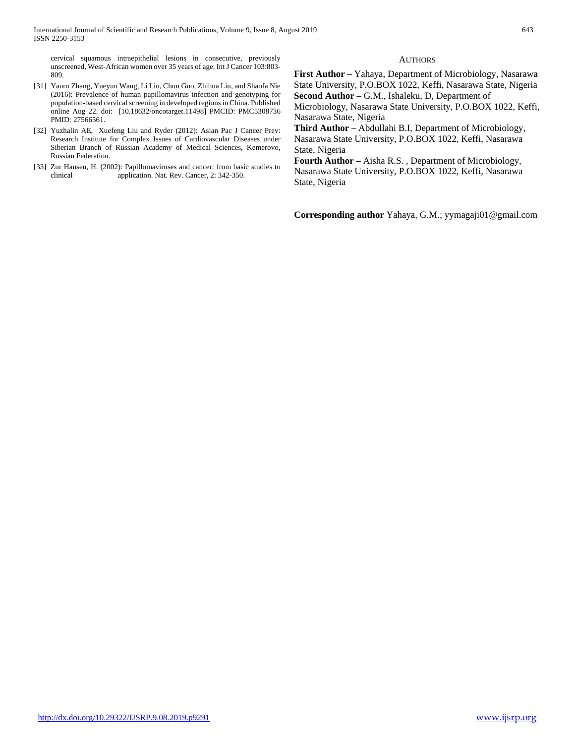cervical squamous intraepithelial lesions in consecutive, previously unscreened, West-African women over 35 years of age. Int J Cancer 103:803-809.

[31] Yanru Zhang, Yueyun Wang, Li Liu, Chun Guo, Zhihua Liu, and Shaofa Nie (2016): Prevalence of human papillomavirus infection and genotyping for population-based cervical screening in developed regions in China. Published online Aug 22. doi: [10.18632/oncotarget.11498] PMCID: PMC5308736 PMID: 27566561.

[32] Yuzhalin AE, Xuefeng Liu and Ryder (2012): Asian Pac J Cancer Prev: Research Institute for Complex Issues of Cardiovascular Diseases under Siberian Branch of Russian Academy of Medical Sciences, Kemerovo, Russian Federation.

[33] Zur Hausen, H. (2002): Papillomaviruses and cancer: from basic studies to clinical application. Nat. Rev. Cancer, 2: 342-350.

## Authors

**First Author** – Yahaya, Department of Microbiology, Nasarawa State University, P.O.BOX 1022, Keffi, Nasarawa State, Nigeria
**Second Author** – G.M., Ishaleku, D, Department of Microbiology, Nasarawa State University, P.O.BOX 1022, Keffi, Nasarawa State, Nigeria
**Third Author** – Abdullahi B.I, Department of Microbiology, Nasarawa State University, P.O.BOX 1022, Keffi, Nasarawa State, Nigeria
**Fourth Author** – Aisha R.S. , Department of Microbiology, Nasarawa State University, P.O.BOX 1022, Keffi, Nasarawa State, Nigeria

**Corresponding author** Yahaya, G.M.; yymagaji01@gmail.com